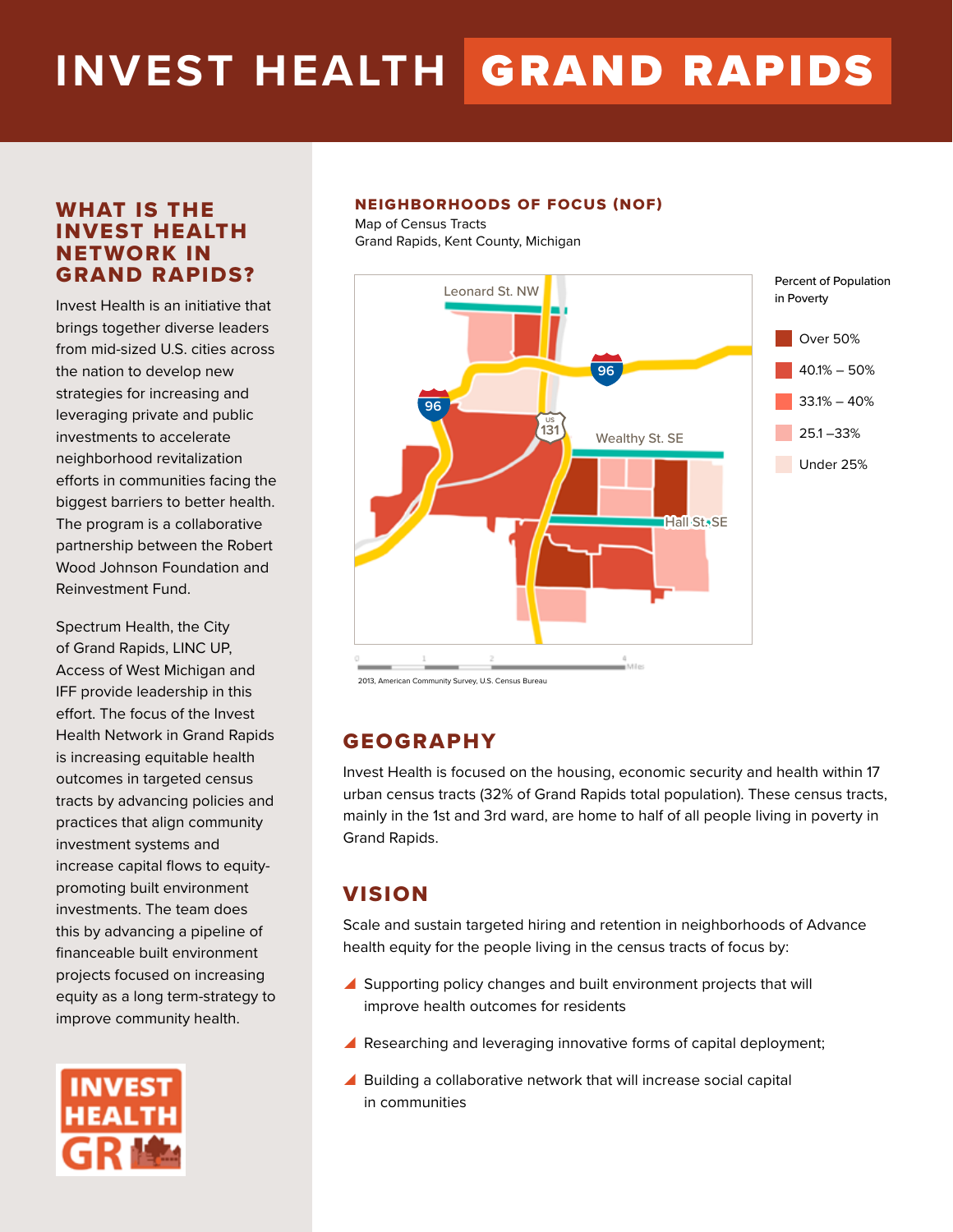# INVEST HEALTH GRAND RAPIDS

## WHAT IS THE INVEST HEALTH NETWORK IN GRAND RAPIDS?

Invest Health is an initiative that brings together diverse leaders from mid-sized U.S. cities across the nation to develop new strategies for increasing and leveraging private and public investments to accelerate neighborhood revitalization efforts in communities facing the biggest barriers to better health. The program is a collaborative partnership between the Robert Wood Johnson Foundation and Reinvestment Fund.

Spectrum Health, the City of Grand Rapids, LINC UP, Access of West Michigan and IFF provide leadership in this effort. The focus of the Invest Health Network in Grand Rapids is increasing equitable health outcomes in targeted census tracts by advancing policies and practices that align community investment systems and increase capital flows to equity-promoting built environment investments. The team does this by advancing a pipeline of financeable built environment projects focused on increasing equity as a long term-strategy to improve community health.

INVEST HEALTH GR

## NEIGHBORHOODS OF FOCUS (NOF)

Map of Census Tracts
Grand Rapids, Kent County, Michigan

Leonard St. NW
96
96
US 131
Wealthy St. SE
Hall St. SE

Percent of Population in Poverty

Over 50%
40.1% – 50%
33.1% – 40%
25.1 –33%
Under 25%

0 1 2 4 Miles

2013, American Community Survey, U.S. Census Bureau

## GEOGRAPHY

Invest Health is focused on the housing, economic security and health within 17 urban census tracts (32% of Grand Rapids total population). These census tracts, mainly in the 1st and 3rd ward, are home to half of all people living in poverty in Grand Rapids.

## VISION

Scale and sustain targeted hiring and retention in neighborhoods of Advance health equity for the people living in the census tracts of focus by:

- Supporting policy changes and built environment projects that will improve health outcomes for residents
- Researching and leveraging innovative forms of capital deployment;
- Building a collaborative network that will increase social capital in communities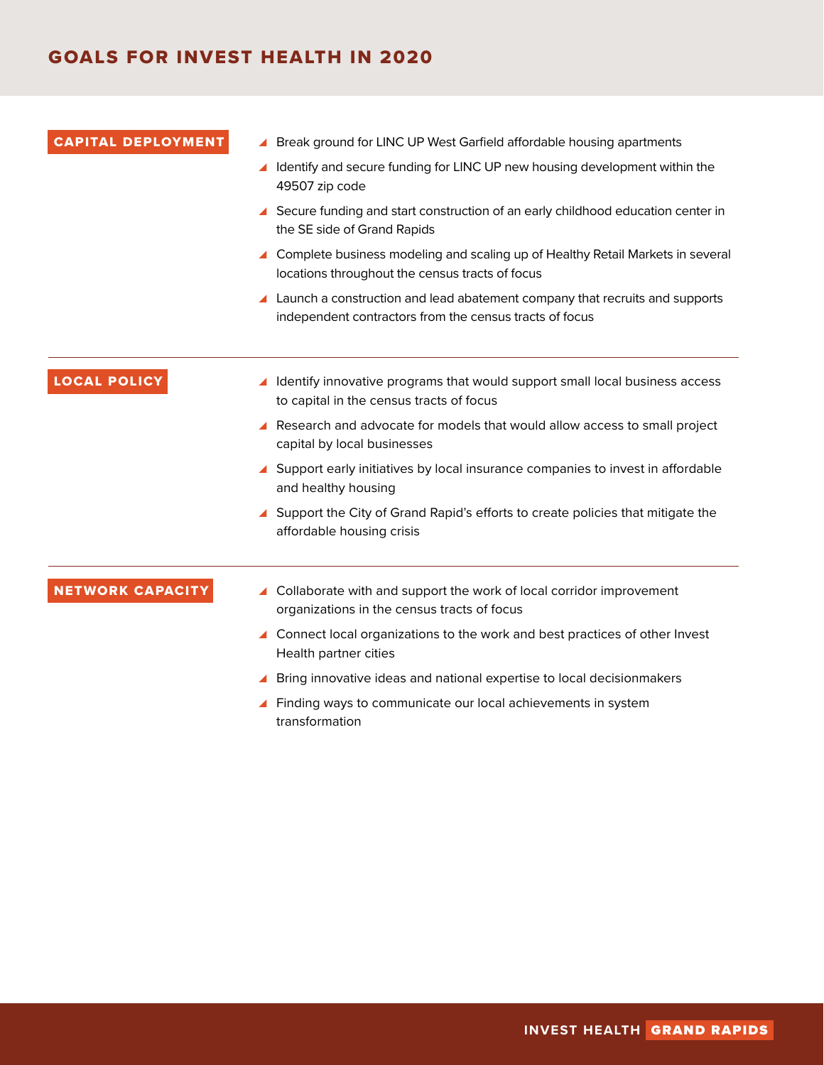# GOALS FOR INVEST HEALTH IN 2020

## CAPITAL DEPLOYMENT

- Break ground for LINC UP West Garfield affordable housing apartments
- Identify and secure funding for LINC UP new housing development within the 49507 zip code
- Secure funding and start construction of an early childhood education center in the SE side of Grand Rapids
- Complete business modeling and scaling up of Healthy Retail Markets in several locations throughout the census tracts of focus
- Launch a construction and lead abatement company that recruits and supports independent contractors from the census tracts of focus

## LOCAL POLICY

- Identify innovative programs that would support small local business access to capital in the census tracts of focus
- Research and advocate for models that would allow access to small project capital by local businesses
- Support early initiatives by local insurance companies to invest in affordable and healthy housing
- Support the City of Grand Rapid's efforts to create policies that mitigate the affordable housing crisis

## NETWORK CAPACITY

- Collaborate with and support the work of local corridor improvement organizations in the census tracts of focus
- Connect local organizations to the work and best practices of other Invest Health partner cities
- Bring innovative ideas and national expertise to local decisionmakers
- Finding ways to communicate our local achievements in system transformation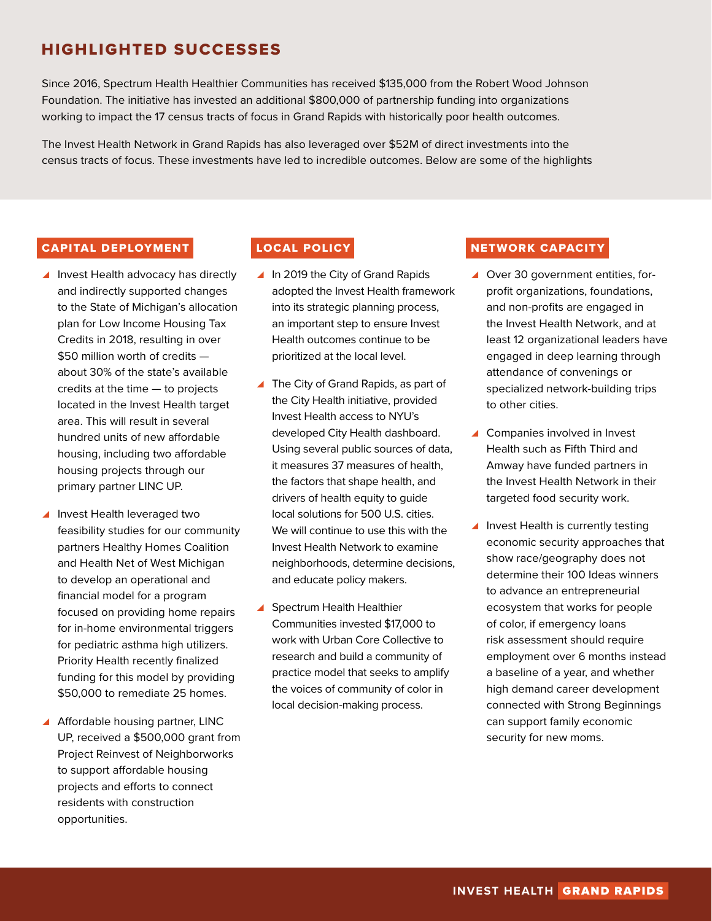# HIGHLIGHTED SUCCESSES

Since 2016, Spectrum Health Healthier Communities has received $135,000 from the Robert Wood Johnson Foundation. The initiative has invested an additional $800,000 of partnership funding into organizations working to impact the 17 census tracts of focus in Grand Rapids with historically poor health outcomes.

The Invest Health Network in Grand Rapids has also leveraged over $52M of direct investments into the census tracts of focus. These investments have led to incredible outcomes. Below are some of the highlights

## CAPITAL DEPLOYMENT

- Invest Health advocacy has directly and indirectly supported changes to the State of Michigan's allocation plan for Low Income Housing Tax Credits in 2018, resulting in over $50 million worth of credits — about 30% of the state's available credits at the time — to projects located in the Invest Health target area. This will result in several hundred units of new affordable housing, including two affordable housing projects through our primary partner LINC UP.
- Invest Health leveraged two feasibility studies for our community partners Healthy Homes Coalition and Health Net of West Michigan to develop an operational and financial model for a program focused on providing home repairs for in-home environmental triggers for pediatric asthma high utilizers. Priority Health recently finalized funding for this model by providing $50,000 to remediate 25 homes.
- Affordable housing partner, LINC UP, received a $500,000 grant from Project Reinvest of Neighborworks to support affordable housing projects and efforts to connect residents with construction opportunities.

## LOCAL POLICY

- In 2019 the City of Grand Rapids adopted the Invest Health framework into its strategic planning process, an important step to ensure Invest Health outcomes continue to be prioritized at the local level.
- The City of Grand Rapids, as part of the City Health initiative, provided Invest Health access to NYU's developed City Health dashboard. Using several public sources of data, it measures 37 measures of health, the factors that shape health, and drivers of health equity to guide local solutions for 500 U.S. cities. We will continue to use this with the Invest Health Network to examine neighborhoods, determine decisions, and educate policy makers.
- Spectrum Health Healthier Communities invested $17,000 to work with Urban Core Collective to research and build a community of practice model that seeks to amplify the voices of community of color in local decision-making process.

## NETWORK CAPACITY

- Over 30 government entities, for-profit organizations, foundations, and non-profits are engaged in the Invest Health Network, and at least 12 organizational leaders have engaged in deep learning through attendance of convenings or specialized network-building trips to other cities.
- Companies involved in Invest Health such as Fifth Third and Amway have funded partners in the Invest Health Network in their targeted food security work.
- Invest Health is currently testing economic security approaches that show race/geography does not determine their 100 Ideas winners to advance an entrepreneurial ecosystem that works for people of color, if emergency loans risk assessment should require employment over 6 months instead a baseline of a year, and whether high demand career development connected with Strong Beginnings can support family economic security for new moms.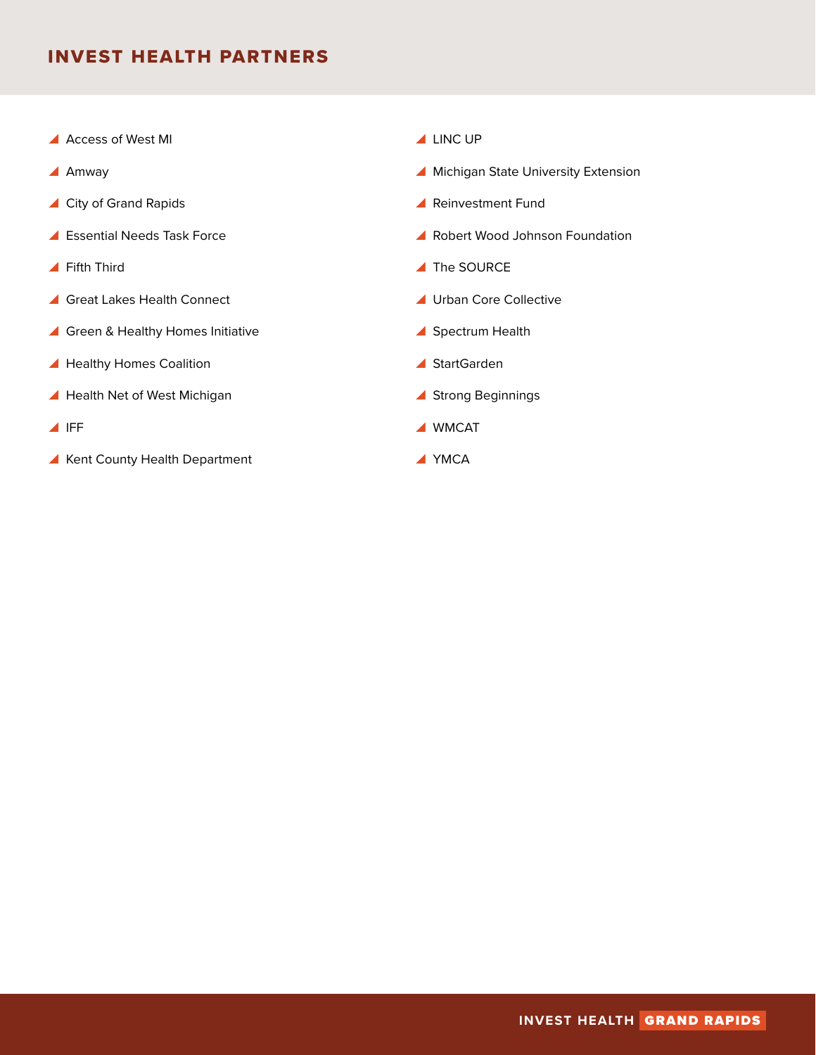# INVEST HEALTH PARTNERS

- Access of West MI
- Amway
- City of Grand Rapids
- Essential Needs Task Force
- Fifth Third
- Great Lakes Health Connect
- Green & Healthy Homes Initiative
- Healthy Homes Coalition
- Health Net of West Michigan
- IFF
- Kent County Health Department
- LINC UP
- Michigan State University Extension
- Reinvestment Fund
- Robert Wood Johnson Foundation
- The SOURCE
- Urban Core Collective
- Spectrum Health
- StartGarden
- Strong Beginnings
- WMCAT
- YMCA